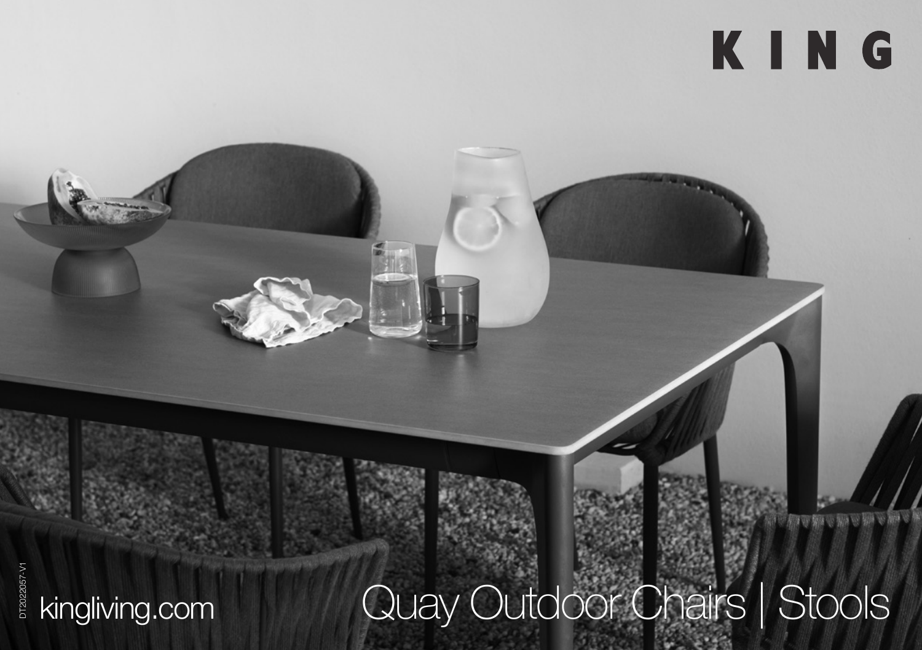# K I N G

DT2022057-V1

kingliving.com

# Quay Outdoor Chairs | Stools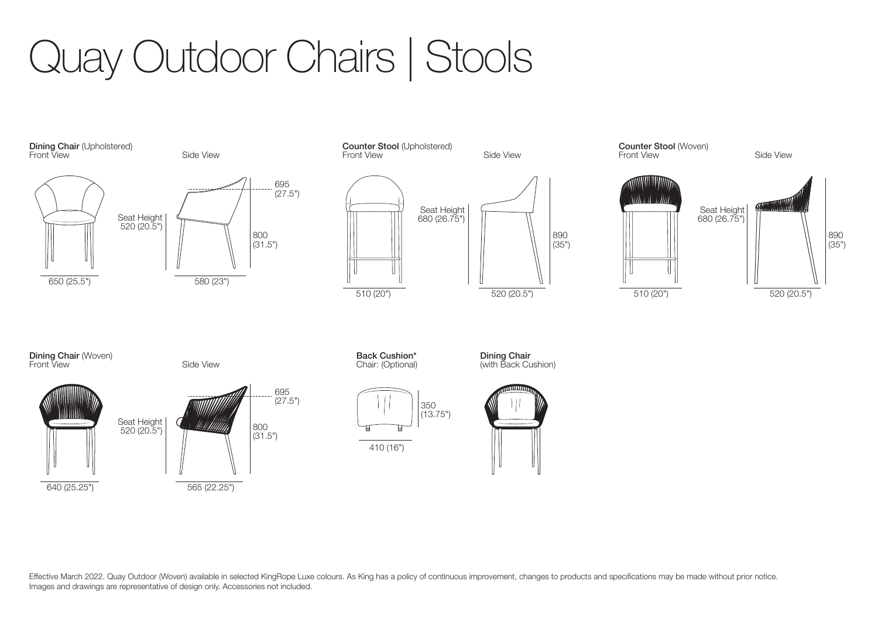# Quay Outdoor Chairs | Stools

**Dining Chair** (Upholstered)
Front View

Side View

Seat Height
520 (20.5")

695
(27.5")

800
(31.5")

650 (25.5")

580 (23")

**Counter Stool** (Upholstered)
Front View

Side View

Seat Height
680 (26.75")

890
(35")

510 (20")

520 (20.5")

**Counter Stool** (Woven)
Front View

Side View

Seat Height
680 (26.75")

890
(35")

510 (20")

520 (20.5")

**Dining Chair** (Woven)
Front View

Side View

Seat Height
520 (20.5")

695
(27.5")

800
(31.5")

640 (25.25")

565 (22.25")

**Back Cushion***
Chair: (Optional)

350
(13.75")

410 (16")

**Dining Chair**
(with Back Cushion)

Effective March 2022. Quay Outdoor (Woven) available in selected KingRope Luxe colours. As King has a policy of continuous improvement, changes to products and specifications may be made without prior notice. Images and drawings are representative of design only. Accessories not included.